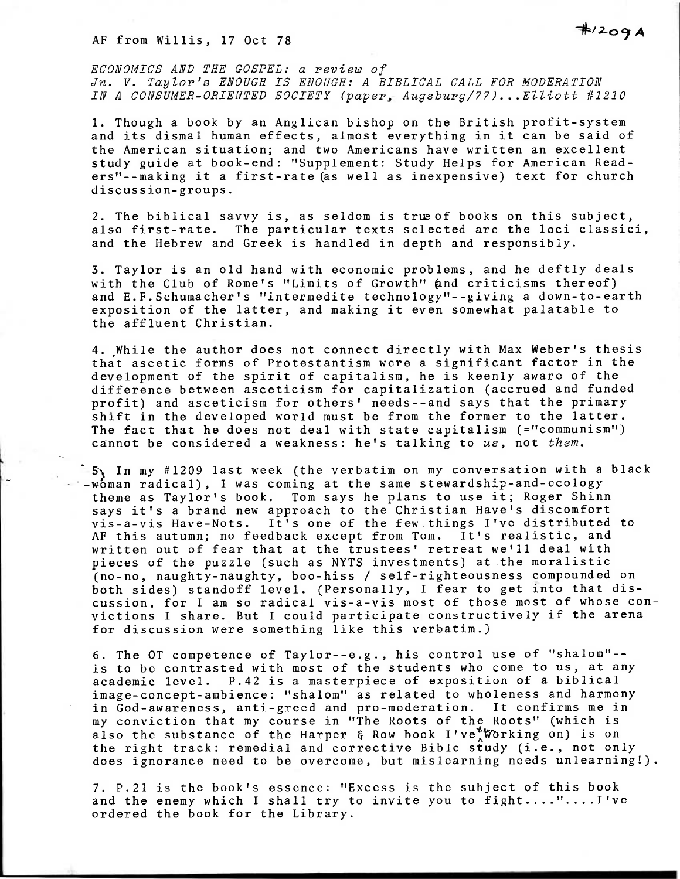AF from Willis, 17 Oct 78

#1209A

*ECONOMICS AND THE GOSPEL: a review of Jn. V. Taylor's ENOUGH IS ENOUGH: A BIBLICAL CALL FOR MODERATION IN A CONSUMER-ORIENTED SOCIETY (paper, Augsburg/77)...Elliott #1210*

1. Though a book by an Anglican bishop on the British profit-system and its dismal human effects, almost everything in it can be said of the American situation; and two Americans have written an excellent study guide at book-end: "Supplement: Study Helps for American Readers"--making it a first-rate (as well as inexpensive) text for church discussion-groups.

2. The biblical savvy is, as seldom is true of books on this subject, also first-rate. The particular texts selected are the loci classici, and the Hebrew and Greek is handled in depth and responsibly.

3. Taylor is an old hand with economic problems, and he deftly deals with the Club of Rome's "Limits of Growth" (and criticisms thereof) and E.F.Schumacher's "intermedite technology"--giving a down-to-earth exposition of the latter, and making it even somewhat palatable to the affluent Christian.

4. While the author does not connect directly with Max Weber's thesis that ascetic forms of Protestantism were a significant factor in the development of the spirit of capitalism, he is keenly aware of the difference between asceticism for capitalization (accrued and funded profit) and asceticism for others' needs--and says that the primary shift in the developed world must be from the former to the latter. The fact that he does not deal with state capitalism (="communism") cannot be considered a weakness: he's talking to *us*, not *them*.

5. In my #1209 last week (the verbatim on my conversation with a black woman radical), I was coming at the same stewardship-and-ecology theme as Taylor's book. Tom says he plans to use it; Roger Shinn says it's a brand new approach to the Christian Have's discomfort vis-a-vis Have-Nots. It's one of the few things I've distributed to AF this autumn; no feedback except from Tom. It's realistic, and written out of fear that at the trustees' retreat we'll deal with pieces of the puzzle (such as NYTS investments) at the moralistic (no-no, naughty-naughty, boo-hiss / self-righteousness compounded on both sides) standoff level. (Personally, I fear to get into that discussion, for I am so radical vis-a-vis most of those most of whose convictions I share. But I could participate constructively if the arena for discussion were something like this verbatim.)

6. The OT competence of Taylor--e.g., his control use of "shalom"--is to be contrasted with most of the students who come to us, at any academic level. P.42 is a masterpiece of exposition of a biblical image-concept-ambience: "shalom" as related to wholeness and harmony in God-awareness, anti-greed and pro-moderation. It confirms me in my conviction that my course in "The Roots of the Roots" (which is also the substance of the Harper & Row book I've been working on) is on the right track: remedial and corrective Bible study (i.e., not only does ignorance need to be overcome, but mislearning needs unlearning!).

7. P.21 is the book's essence: "Excess is the subject of this book and the enemy which I shall try to invite you to fight...."....I've ordered the book for the Library.